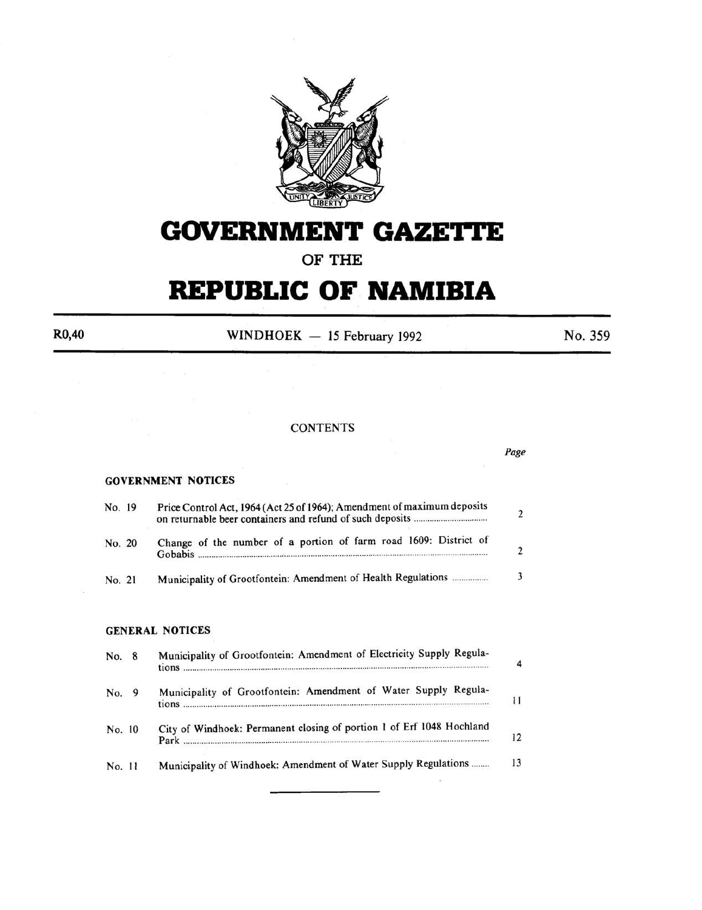# GOVERNMENT GAZETTE

## OF THE

# REPUBLIC OF NAMIBIA

R0,40 WINDHOEK — 15 February 1992 No. 359

CONTENTS

| | | Page |
|---|---|---|
| **GOVERNMENT NOTICES** | | |
| No. 19 | Price Control Act, 1964 (Act 25 of 1964); Amendment of maximum deposits on returnable beer containers and refund of such deposits | 2 |
| No. 20 | Change of the number of a portion of farm road 1609: District of Gobabis | 2 |
| No. 21 | Municipality of Grootfontein: Amendment of Health Regulations | 3 |
| **GENERAL NOTICES** | | |
| No. 8 | Municipality of Grootfontein: Amendment of Electricity Supply Regulations | 4 |
| No. 9 | Municipality of Grootfontein: Amendment of Water Supply Regulations | 11 |
| No. 10 | City of Windhoek: Permanent closing of portion 1 of Erf 1048 Hochland Park | 12 |
| No. 11 | Municipality of Windhoek: Amendment of Water Supply Regulations | 13 |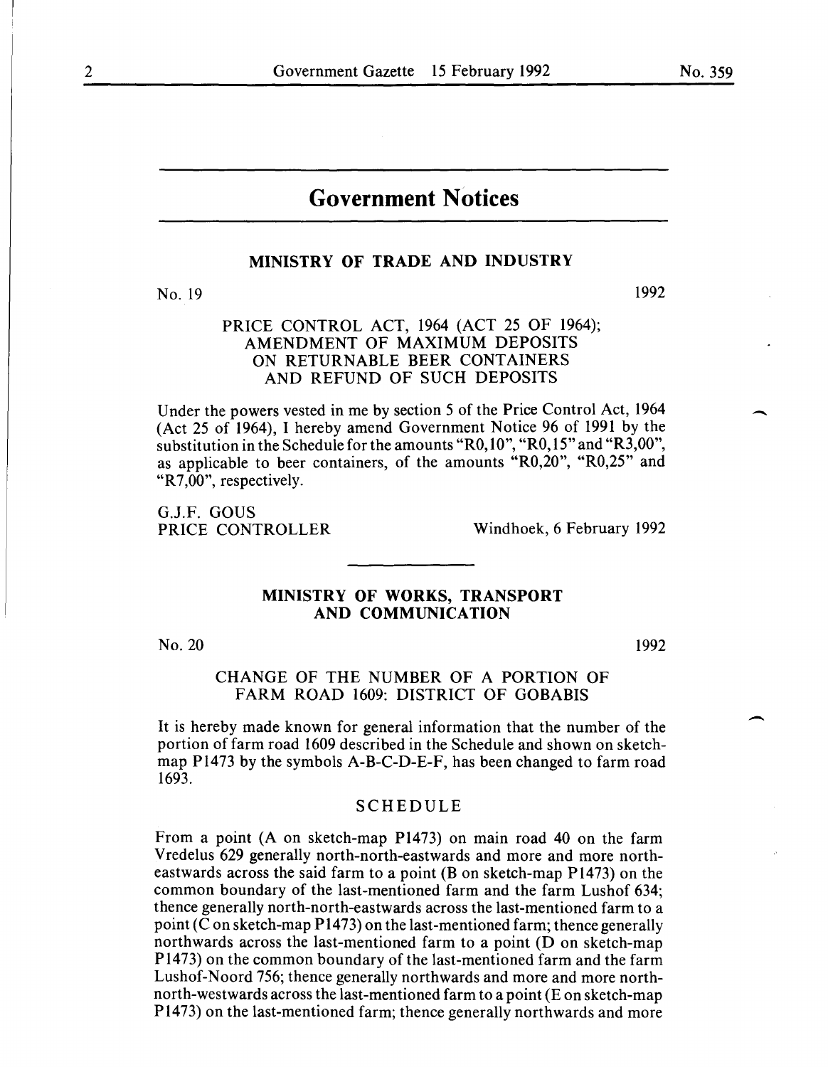# Government Notices

## MINISTRY OF TRADE AND INDUSTRY

No. 19 1992

### PRICE CONTROL ACT, 1964 (ACT 25 OF 1964); AMENDMENT OF MAXIMUM DEPOSITS ON RETURNABLE BEER CONTAINERS AND REFUND OF SUCH DEPOSITS

Under the powers vested in me by section 5 of the Price Control Act, 1964 (Act 25 of 1964), I hereby amend Government Notice 96 of 1991 by the substitution in the Schedule for the amounts "R0,10", "R0,15" and "R3,00", as applicable to beer containers, of the amounts "R0,20", "R0,25" and "R7,00", respectively.

G.J.F. GOUS
PRICE CONTROLLER

Windhoek, 6 February 1992

## MINISTRY OF WORKS, TRANSPORT AND COMMUNICATION

No. 20 1992

### CHANGE OF THE NUMBER OF A PORTION OF FARM ROAD 1609: DISTRICT OF GOBABIS

It is hereby made known for general information that the number of the portion of farm road 1609 described in the Schedule and shown on sketch-map P1473 by the symbols A-B-C-D-E-F, has been changed to farm road 1693.

SCHEDULE

From a point (A on sketch-map P1473) on main road 40 on the farm Vredelus 629 generally north-north-eastwards and more and more north-eastwards across the said farm to a point (B on sketch-map P1473) on the common boundary of the last-mentioned farm and the farm Lushof 634; thence generally north-north-eastwards across the last-mentioned farm to a point (C on sketch-map P1473) on the last-mentioned farm; thence generally northwards across the last-mentioned farm to a point (D on sketch-map P1473) on the common boundary of the last-mentioned farm and the farm Lushof-Noord 756; thence generally northwards and more and more north-north-westwards across the last-mentioned farm to a point (E on sketch-map P1473) on the last-mentioned farm; thence generally northwards and more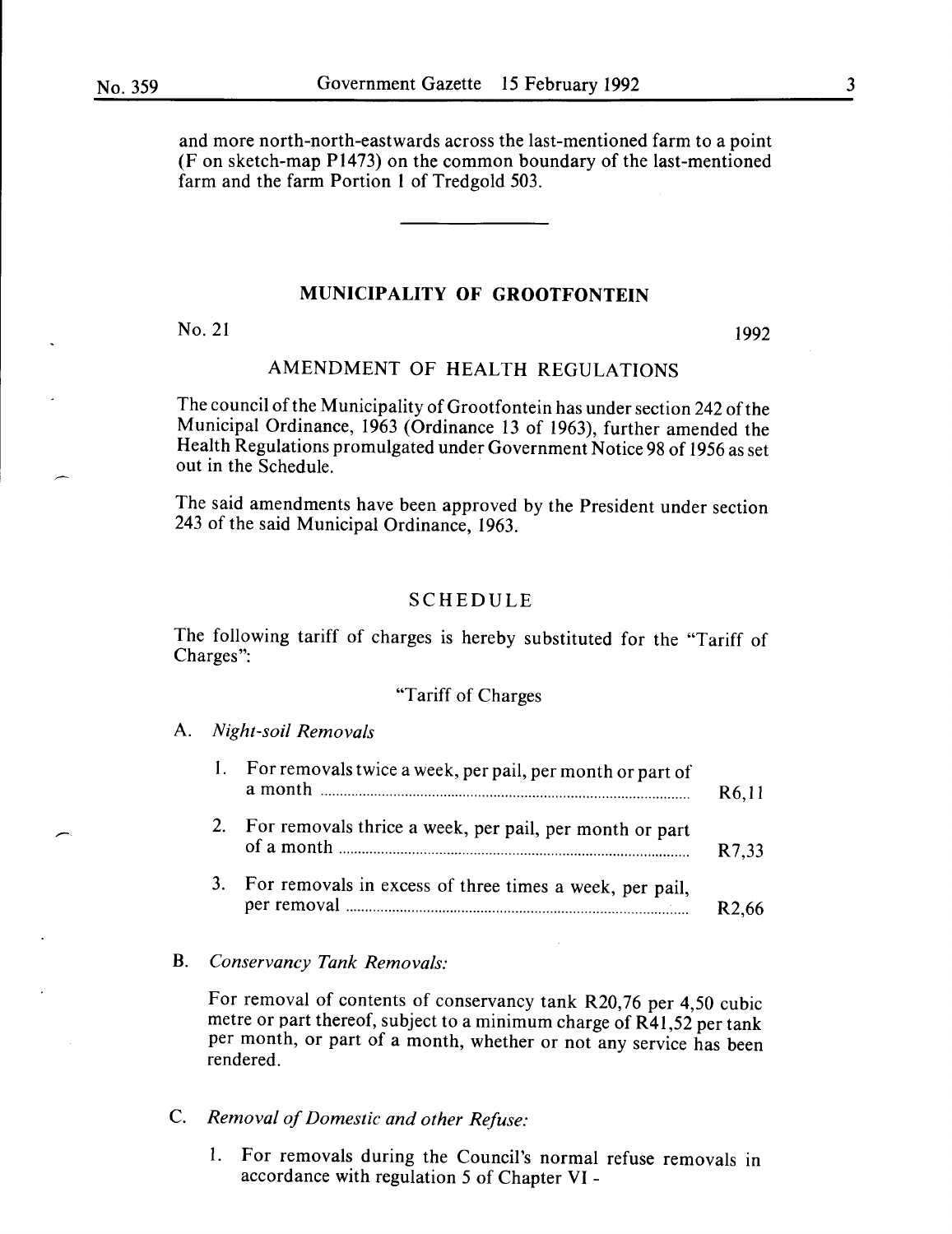and more north-north-eastwards across the last-mentioned farm to a point (F on sketch-map P1473) on the common boundary of the last-mentioned farm and the farm Portion 1 of Tredgold 503.

---

## MUNICIPALITY OF GROOTFONTEIN

No. 21 1992

### AMENDMENT OF HEALTH REGULATIONS

The council of the Municipality of Grootfontein has under section 242 of the Municipal Ordinance, 1963 (Ordinance 13 of 1963), further amended the Health Regulations promulgated under Government Notice 98 of 1956 as set out in the Schedule.

The said amendments have been approved by the President under section 243 of the said Municipal Ordinance, 1963.

### SCHEDULE

The following tariff of charges is hereby substituted for the "Tariff of Charges":

"Tariff of Charges

A. *Night-soil Removals*

1. For removals twice a week, per pail, per month or part of a month .......... R6,11
2. For removals thrice a week, per pail, per month or part of a month .......... R7,33
3. For removals in excess of three times a week, per pail, per removal .......... R2,66

B. *Conservancy Tank Removals:*

For removal of contents of conservancy tank R20,76 per 4,50 cubic metre or part thereof, subject to a minimum charge of R41,52 per tank per month, or part of a month, whether or not any service has been rendered.

C. *Removal of Domestic and other Refuse:*

1. For removals during the Council's normal refuse removals in accordance with regulation 5 of Chapter VI -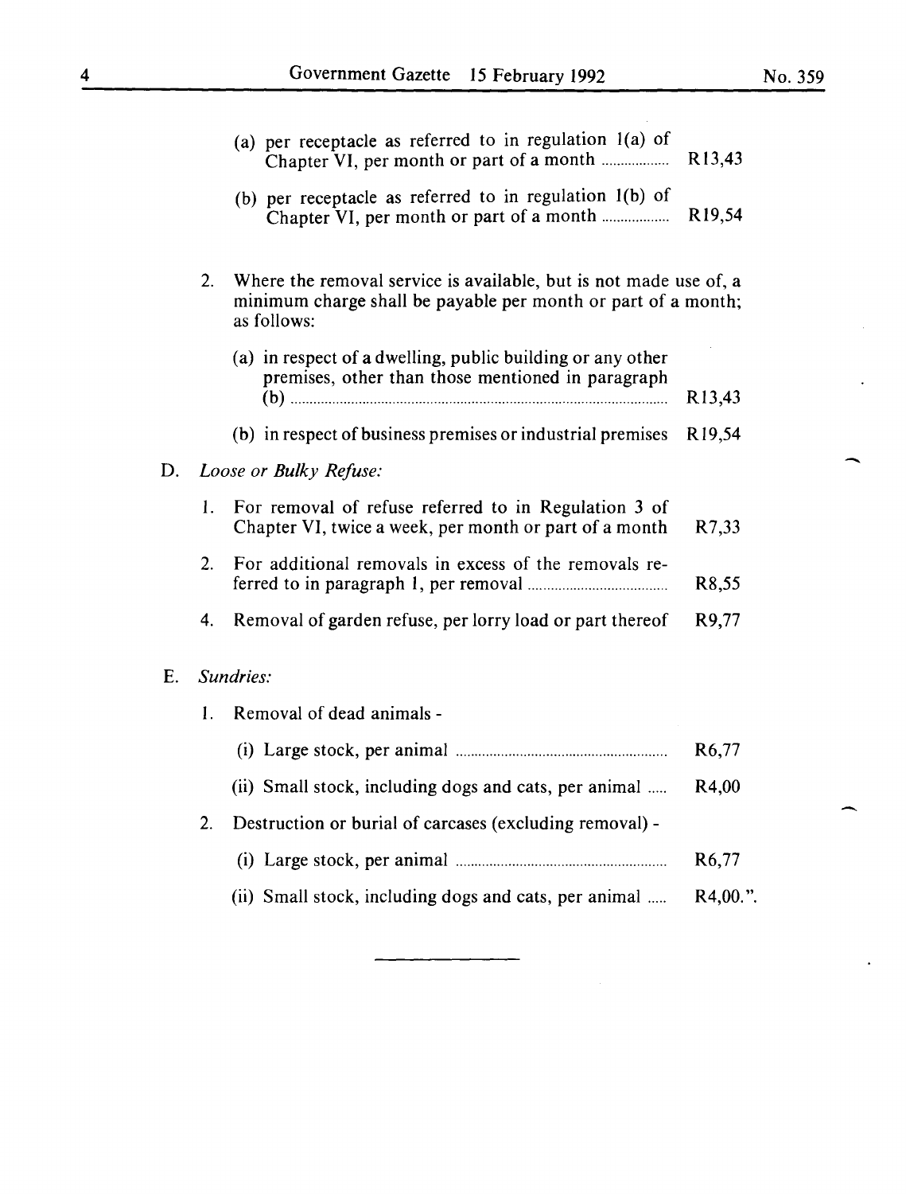(a) per receptacle as referred to in regulation 1(a) of Chapter VI, per month or part of a month .................. R13,43

(b) per receptacle as referred to in regulation 1(b) of Chapter VI, per month or part of a month .................. R19,54

2. Where the removal service is available, but is not made use of, a minimum charge shall be payable per month or part of a month; as follows:

   (a) in respect of a dwelling, public building or any other premises, other than those mentioned in paragraph (b) .................. R13,43

   (b) in respect of business premises or industrial premises R19,54

D. *Loose or Bulky Refuse:*

1. For removal of refuse referred to in Regulation 3 of Chapter VI, twice a week, per month or part of a month R7,33

2. For additional removals in excess of the removals referred to in paragraph 1, per removal .................. R8,55

4. Removal of garden refuse, per lorry load or part thereof R9,77

E. *Sundries:*

1. Removal of dead animals -

   (i) Large stock, per animal .................. R6,77

   (ii) Small stock, including dogs and cats, per animal ..... R4,00

2. Destruction or burial of carcases (excluding removal) -

   (i) Large stock, per animal .................. R6,77

   (ii) Small stock, including dogs and cats, per animal ..... R4,00.".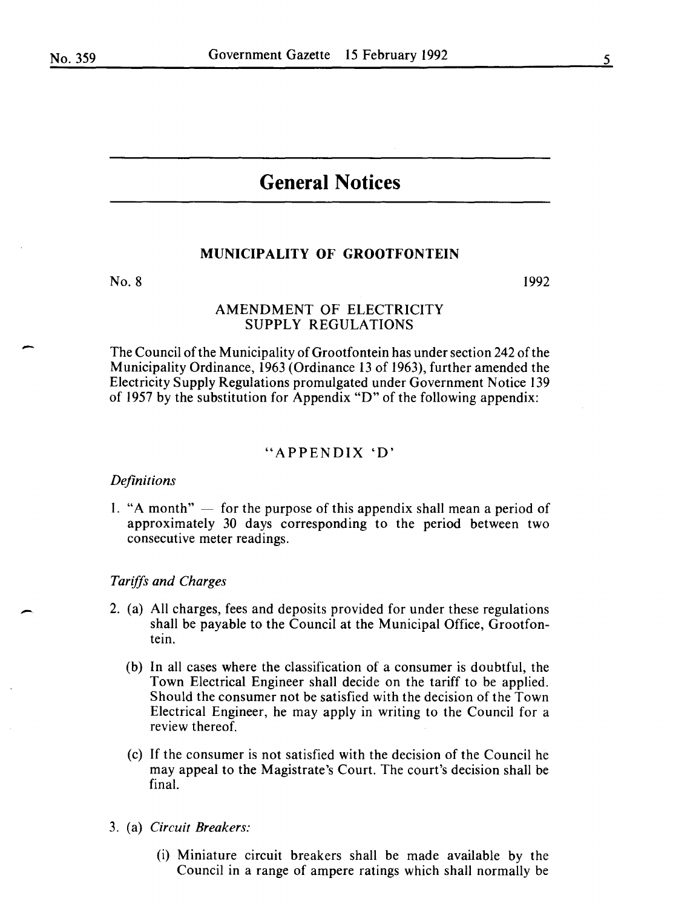# General Notices

## MUNICIPALITY OF GROOTFONTEIN

No. 8 1992

### AMENDMENT OF ELECTRICITY SUPPLY REGULATIONS

The Council of the Municipality of Grootfontein has under section 242 of the Municipality Ordinance, 1963 (Ordinance 13 of 1963), further amended the Electricity Supply Regulations promulgated under Government Notice 139 of 1957 by the substitution for Appendix "D" of the following appendix:

### "APPENDIX 'D'

*Definitions*

1. "A month" — for the purpose of this appendix shall mean a period of approximately 30 days corresponding to the period between two consecutive meter readings.

*Tariffs and Charges*

2. (a) All charges, fees and deposits provided for under these regulations shall be payable to the Council at the Municipal Office, Grootfontein.

   (b) In all cases where the classification of a consumer is doubtful, the Town Electrical Engineer shall decide on the tariff to be applied. Should the consumer not be satisfied with the decision of the Town Electrical Engineer, he may apply in writing to the Council for a review thereof.

   (c) If the consumer is not satisfied with the decision of the Council he may appeal to the Magistrate's Court. The court's decision shall be final.

3. (a) *Circuit Breakers:*

   (i) Miniature circuit breakers shall be made available by the Council in a range of ampere ratings which shall normally be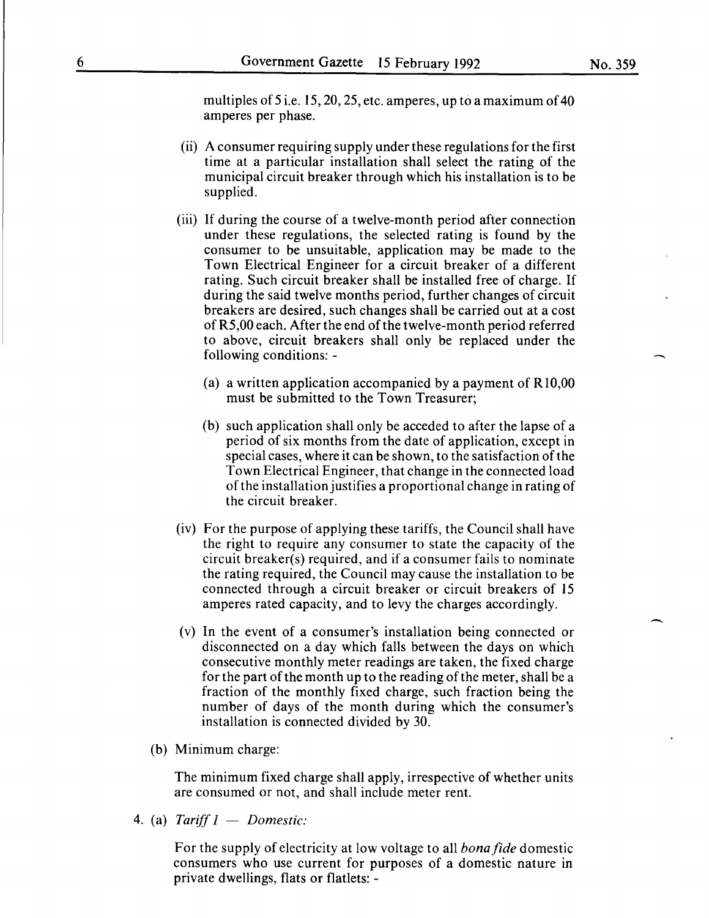multiples of 5 i.e. 15, 20, 25, etc. amperes, up to a maximum of 40 amperes per phase.

(ii) A consumer requiring supply under these regulations for the first time at a particular installation shall select the rating of the municipal circuit breaker through which his installation is to be supplied.

(iii) If during the course of a twelve-month period after connection under these regulations, the selected rating is found by the consumer to be unsuitable, application may be made to the Town Electrical Engineer for a circuit breaker of a different rating. Such circuit breaker shall be installed free of charge. If during the said twelve months period, further changes of circuit breakers are desired, such changes shall be carried out at a cost of R5,00 each. After the end of the twelve-month period referred to above, circuit breakers shall only be replaced under the following conditions: -

(a) a written application accompanied by a payment of R10,00 must be submitted to the Town Treasurer;

(b) such application shall only be acceded to after the lapse of a period of six months from the date of application, except in special cases, where it can be shown, to the satisfaction of the Town Electrical Engineer, that change in the connected load of the installation justifies a proportional change in rating of the circuit breaker.

(iv) For the purpose of applying these tariffs, the Council shall have the right to require any consumer to state the capacity of the circuit breaker(s) required, and if a consumer fails to nominate the rating required, the Council may cause the installation to be connected through a circuit breaker or circuit breakers of 15 amperes rated capacity, and to levy the charges accordingly.

(v) In the event of a consumer's installation being connected or disconnected on a day which falls between the days on which consecutive monthly meter readings are taken, the fixed charge for the part of the month up to the reading of the meter, shall be a fraction of the monthly fixed charge, such fraction being the number of days of the month during which the consumer's installation is connected divided by 30.

(b) Minimum charge:

The minimum fixed charge shall apply, irrespective of whether units are consumed or not, and shall include meter rent.

4. (a) *Tariff 1 — Domestic:*

For the supply of electricity at low voltage to all *bona fide* domestic consumers who use current for purposes of a domestic nature in private dwellings, flats or flatlets: -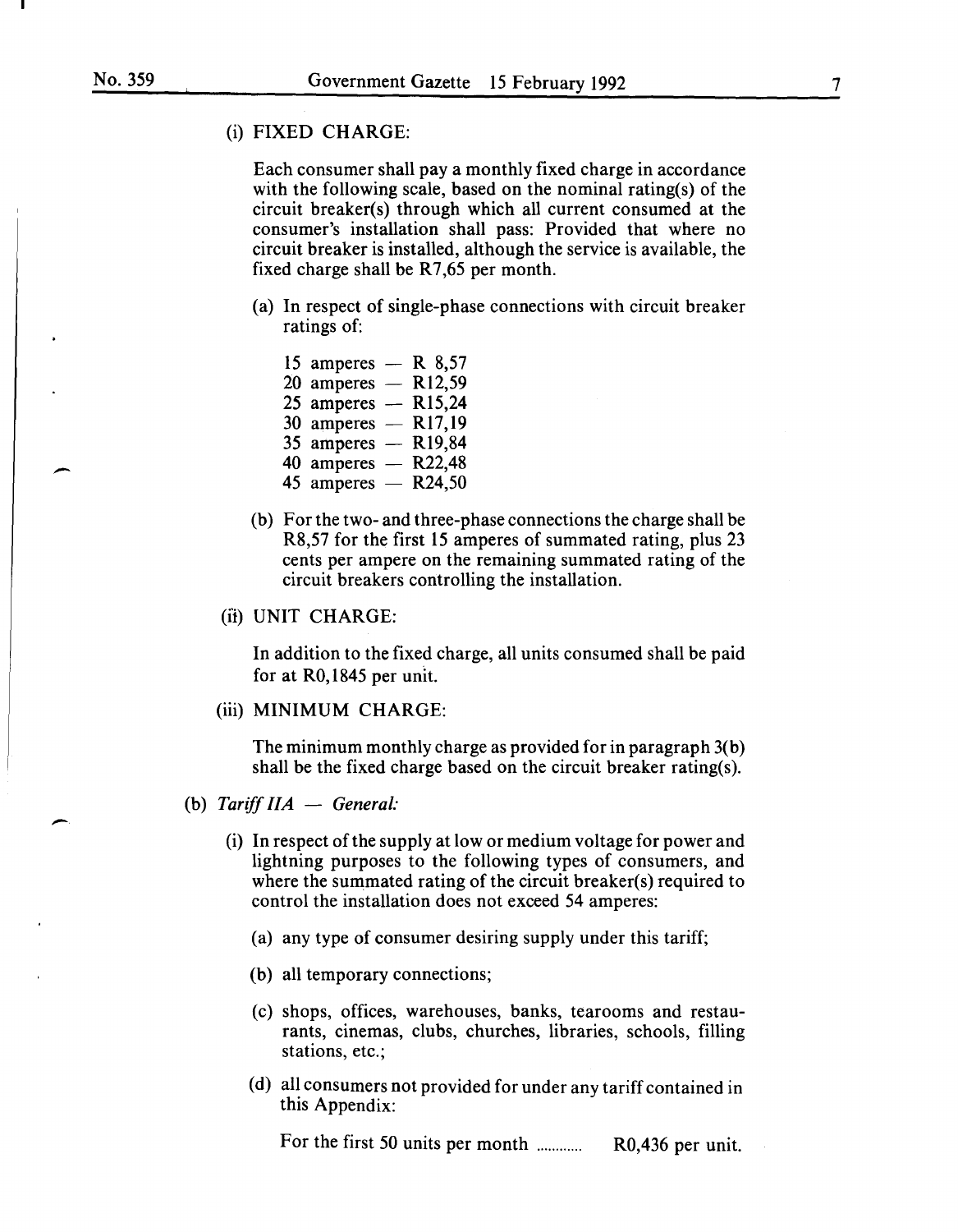(i) FIXED CHARGE:

Each consumer shall pay a monthly fixed charge in accordance with the following scale, based on the nominal rating(s) of the circuit breaker(s) through which all current consumed at the consumer's installation shall pass: Provided that where no circuit breaker is installed, although the service is available, the fixed charge shall be R7,65 per month.

(a) In respect of single-phase connections with circuit breaker ratings of:

15 amperes — R 8,57
20 amperes — R12,59
25 amperes — R15,24
30 amperes — R17,19
35 amperes — R19,84
40 amperes — R22,48
45 amperes — R24,50

(b) For the two- and three-phase connections the charge shall be R8,57 for the first 15 amperes of summated rating, plus 23 cents per ampere on the remaining summated rating of the circuit breakers controlling the installation.

(ii) UNIT CHARGE:

In addition to the fixed charge, all units consumed shall be paid for at R0,1845 per unit.

(iii) MINIMUM CHARGE:

The minimum monthly charge as provided for in paragraph 3(b) shall be the fixed charge based on the circuit breaker rating(s).

(b) *Tariff IIA — General:*

(i) In respect of the supply at low or medium voltage for power and lightning purposes to the following types of consumers, and where the summated rating of the circuit breaker(s) required to control the installation does not exceed 54 amperes:

(a) any type of consumer desiring supply under this tariff;

(b) all temporary connections;

(c) shops, offices, warehouses, banks, tearooms and restaurants, cinemas, clubs, churches, libraries, schools, filling stations, etc.;

(d) all consumers not provided for under any tariff contained in this Appendix:

For the first 50 units per month ............ R0,436 per unit.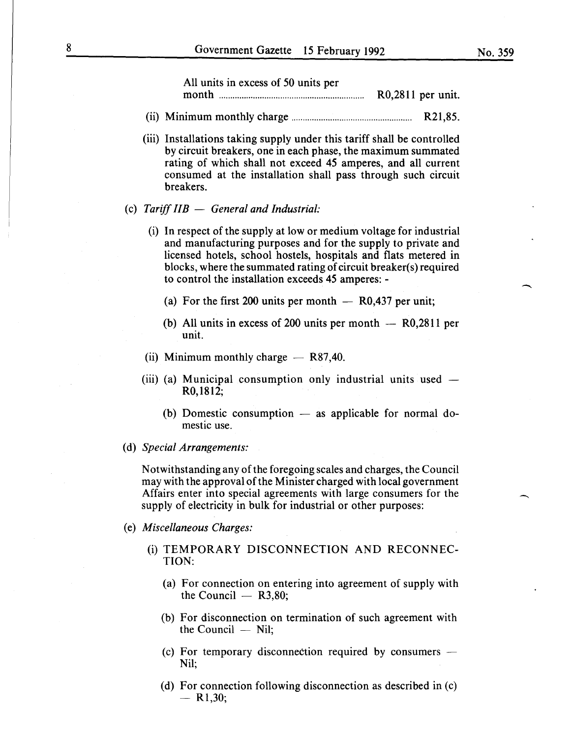All units in excess of 50 units per month ............ R0,2811 per unit.

(ii) Minimum monthly charge ............ R21,85.

(iii) Installations taking supply under this tariff shall be controlled by circuit breakers, one in each phase, the maximum summated rating of which shall not exceed 45 amperes, and all current consumed at the installation shall pass through such circuit breakers.

(c) *Tariff IIB — General and Industrial:*

(i) In respect of the supply at low or medium voltage for industrial and manufacturing purposes and for the supply to private and licensed hotels, school hostels, hospitals and flats metered in blocks, where the summated rating of circuit breaker(s) required to control the installation exceeds 45 amperes: -

(a) For the first 200 units per month — R0,437 per unit;

(b) All units in excess of 200 units per month — R0,2811 per unit.

(ii) Minimum monthly charge — R87,40.

(iii) (a) Municipal consumption only industrial units used — R0,1812;

(b) Domestic consumption — as applicable for normal domestic use.

(d) *Special Arrangements:*

Notwithstanding any of the foregoing scales and charges, the Council may with the approval of the Minister charged with local government Affairs enter into special agreements with large consumers for the supply of electricity in bulk for industrial or other purposes:

(e) *Miscellaneous Charges:*

(i) TEMPORARY DISCONNECTION AND RECONNECTION:

(a) For connection on entering into agreement of supply with the Council — R3,80;

(b) For disconnection on termination of such agreement with the Council — Nil;

(c) For temporary disconnection required by consumers — Nil;

(d) For connection following disconnection as described in (c) — R1,30;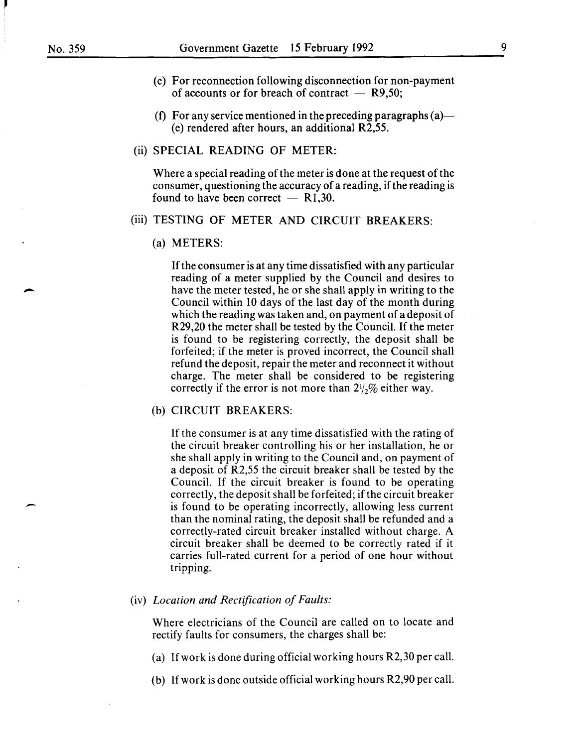(e) For reconnection following disconnection for non-payment of accounts or for breach of contract — R9,50;

(f) For any service mentioned in the preceding paragraphs (a)—(e) rendered after hours, an additional R2,55.

(ii) SPECIAL READING OF METER:

Where a special reading of the meter is done at the request of the consumer, questioning the accuracy of a reading, if the reading is found to have been correct — R1,30.

(iii) TESTING OF METER AND CIRCUIT BREAKERS:

(a) METERS:

If the consumer is at any time dissatisfied with any particular reading of a meter supplied by the Council and desires to have the meter tested, he or she shall apply in writing to the Council within 10 days of the last day of the month during which the reading was taken and, on payment of a deposit of R29,20 the meter shall be tested by the Council. If the meter is found to be registering correctly, the deposit shall be forfeited; if the meter is proved incorrect, the Council shall refund the deposit, repair the meter and reconnect it without charge. The meter shall be considered to be registering correctly if the error is not more than $2\frac{1}{2}\%$ either way.

(b) CIRCUIT BREAKERS:

If the consumer is at any time dissatisfied with the rating of the circuit breaker controlling his or her installation, he or she shall apply in writing to the Council and, on payment of a deposit of R2,55 the circuit breaker shall be tested by the Council. If the circuit breaker is found to be operating correctly, the deposit shall be forfeited; if the circuit breaker is found to be operating incorrectly, allowing less current than the nominal rating, the deposit shall be refunded and a correctly-rated circuit breaker installed without charge. A circuit breaker shall be deemed to be correctly rated if it carries full-rated current for a period of one hour without tripping.

(iv) *Location and Rectification of Faults:*

Where electricians of the Council are called on to locate and rectify faults for consumers, the charges shall be:

(a) If work is done during official working hours R2,30 per call.

(b) If work is done outside official working hours R2,90 per call.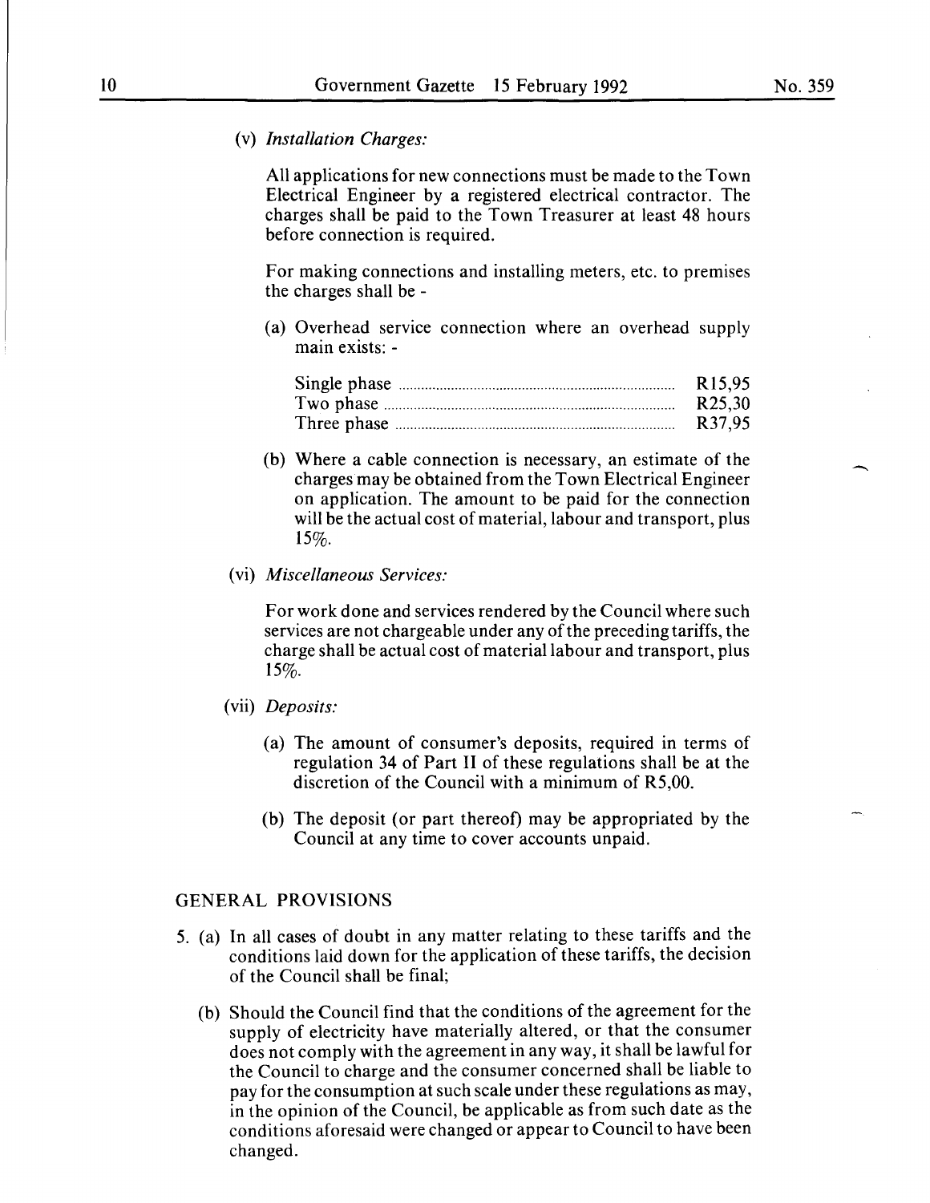(v) *Installation Charges:*

All applications for new connections must be made to the Town Electrical Engineer by a registered electrical contractor. The charges shall be paid to the Town Treasurer at least 48 hours before connection is required.

For making connections and installing meters, etc. to premises the charges shall be -

(a) Overhead service connection where an overhead supply main exists: -

| | |
|---|---|
| Single phase | R15,95 |
| Two phase | R25,30 |
| Three phase | R37,95 |

(b) Where a cable connection is necessary, an estimate of the charges may be obtained from the Town Electrical Engineer on application. The amount to be paid for the connection will be the actual cost of material, labour and transport, plus 15%.

(vi) *Miscellaneous Services:*

For work done and services rendered by the Council where such services are not chargeable under any of the preceding tariffs, the charge shall be actual cost of material labour and transport, plus 15%.

(vii) *Deposits:*

(a) The amount of consumer's deposits, required in terms of regulation 34 of Part II of these regulations shall be at the discretion of the Council with a minimum of R5,00.

(b) The deposit (or part thereof) may be appropriated by the Council at any time to cover accounts unpaid.

## GENERAL PROVISIONS

5. (a) In all cases of doubt in any matter relating to these tariffs and the conditions laid down for the application of these tariffs, the decision of the Council shall be final;

(b) Should the Council find that the conditions of the agreement for the supply of electricity have materially altered, or that the consumer does not comply with the agreement in any way, it shall be lawful for the Council to charge and the consumer concerned shall be liable to pay for the consumption at such scale under these regulations as may, in the opinion of the Council, be applicable as from such date as the conditions aforesaid were changed or appear to Council to have been changed.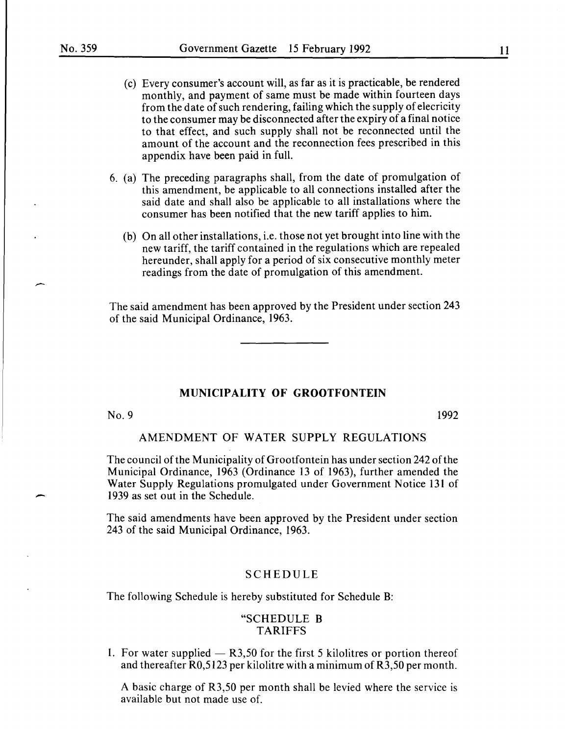(c) Every consumer's account will, as far as it is practicable, be rendered monthly, and payment of same must be made within fourteen days from the date of such rendering, failing which the supply of elecricity to the consumer may be disconnected after the expiry of a final notice to that effect, and such supply shall not be reconnected until the amount of the account and the reconnection fees prescribed in this appendix have been paid in full.

6. (a) The preceding paragraphs shall, from the date of promulgation of this amendment, be applicable to all connections installed after the said date and shall also be applicable to all installations where the consumer has been notified that the new tariff applies to him.

(b) On all other installations, i.e. those not yet brought into line with the new tariff, the tariff contained in the regulations which are repealed hereunder, shall apply for a period of six consecutive monthly meter readings from the date of promulgation of this amendment.

The said amendment has been approved by the President under section 243 of the said Municipal Ordinance, 1963.

---

## MUNICIPALITY OF GROOTFONTEIN

No. 9 1992

### AMENDMENT OF WATER SUPPLY REGULATIONS

The council of the Municipality of Grootfontein has under section 242 of the Municipal Ordinance, 1963 (Ordinance 13 of 1963), further amended the Water Supply Regulations promulgated under Government Notice 131 of 1939 as set out in the Schedule.

The said amendments have been approved by the President under section 243 of the said Municipal Ordinance, 1963.

### SCHEDULE

The following Schedule is hereby substituted for Schedule B:

"SCHEDULE B
TARIFFS

1. For water supplied — R3,50 for the first 5 kilolitres or portion thereof and thereafter R0,5123 per kilolitre with a minimum of R3,50 per month.

A basic charge of R3,50 per month shall be levied where the service is available but not made use of.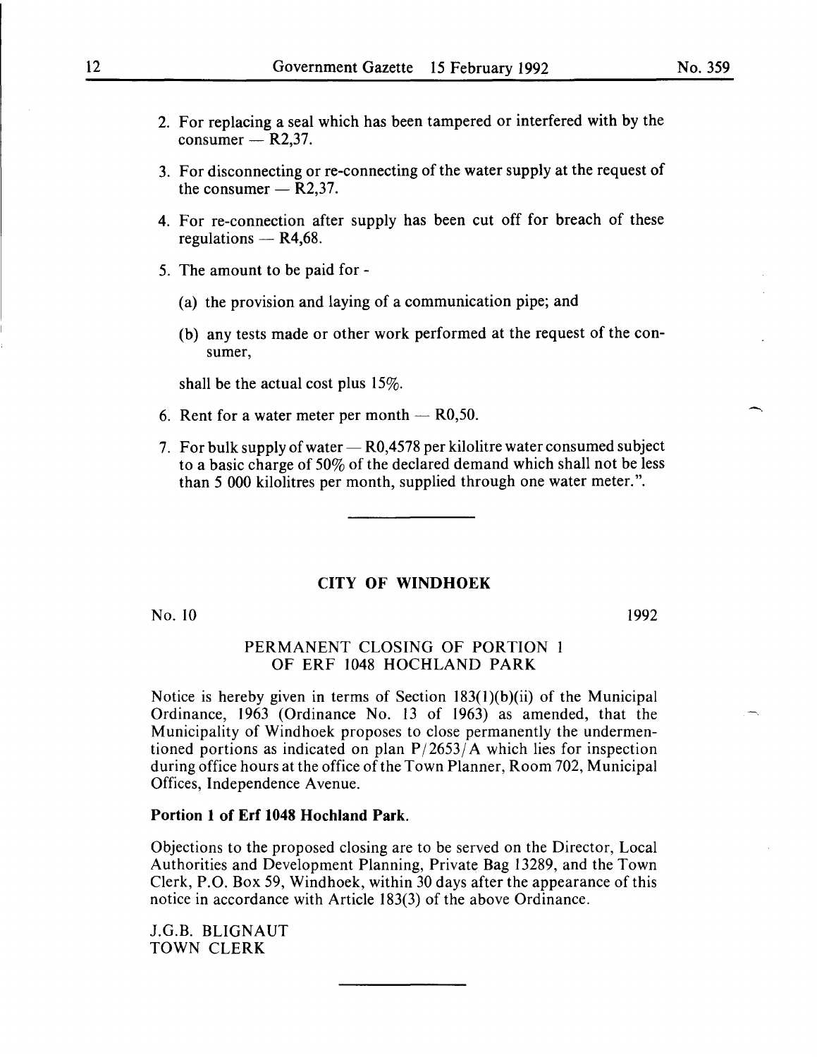2. For replacing a seal which has been tampered or interfered with by the consumer — R2,37.

3. For disconnecting or re-connecting of the water supply at the request of the consumer — R2,37.

4. For re-connection after supply has been cut off for breach of these regulations — R4,68.

5. The amount to be paid for -

   (a) the provision and laying of a communication pipe; and

   (b) any tests made or other work performed at the request of the consumer,

   shall be the actual cost plus 15%.

6. Rent for a water meter per month — R0,50.

7. For bulk supply of water — R0,4578 per kilolitre water consumed subject to a basic charge of 50% of the declared demand which shall not be less than 5 000 kilolitres per month, supplied through one water meter.".

---

## CITY OF WINDHOEK

No. 10 1992

### PERMANENT CLOSING OF PORTION 1 OF ERF 1048 HOCHLAND PARK

Notice is hereby given in terms of Section 183(1)(b)(ii) of the Municipal Ordinance, 1963 (Ordinance No. 13 of 1963) as amended, that the Municipality of Windhoek proposes to close permanently the undermentioned portions as indicated on plan P/2653/A which lies for inspection during office hours at the office of the Town Planner, Room 702, Municipal Offices, Independence Avenue.

**Portion 1 of Erf 1048 Hochland Park.**

Objections to the proposed closing are to be served on the Director, Local Authorities and Development Planning, Private Bag 13289, and the Town Clerk, P.O. Box 59, Windhoek, within 30 days after the appearance of this notice in accordance with Article 183(3) of the above Ordinance.

J.G.B. BLIGNAUT
TOWN CLERK

---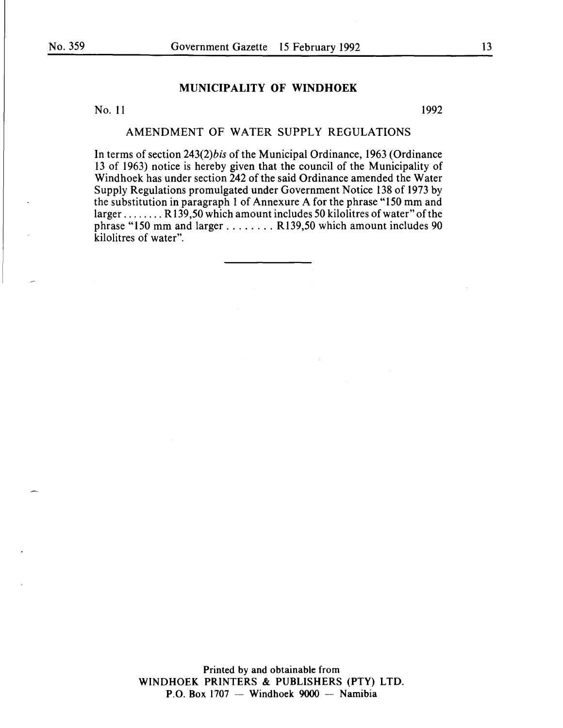## MUNICIPALITY OF WINDHOEK

No. 11 1992

AMENDMENT OF WATER SUPPLY REGULATIONS

In terms of section 243(2)*bis* of the Municipal Ordinance, 1963 (Ordinance 13 of 1963) notice is hereby given that the council of the Municipality of Windhoek has under section 242 of the said Ordinance amended the Water Supply Regulations promulgated under Government Notice 138 of 1973 by the substitution in paragraph 1 of Annexure A for the phrase "150 mm and larger . . . . . . . . R139,50 which amount includes 50 kilolitres of water" of the phrase "150 mm and larger . . . . . . . . R139,50 which amount includes 90 kilolitres of water".

---

Printed by and obtainable from
WINDHOEK PRINTERS & PUBLISHERS (PTY) LTD.
P.O. Box 1707 — Windhoek 9000 — Namibia